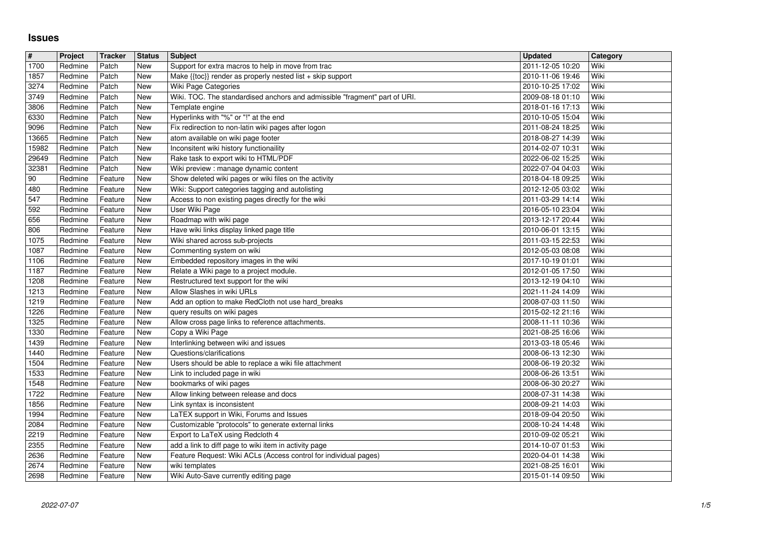# Issues

| # | Project | Tracker | Status | Subject | Updated | Category |
|---|---|---|---|---|---|---|
| 1700 | Redmine | Patch | New | Support for extra macros to help in move from trac | 2011-12-05 10:20 | Wiki |
| 1857 | Redmine | Patch | New | Make {{toc}} render as properly nested list + skip support | 2010-11-06 19:46 | Wiki |
| 3274 | Redmine | Patch | New | Wiki Page Categories | 2010-10-25 17:02 | Wiki |
| 3749 | Redmine | Patch | New | Wiki. TOC. The standardised anchors and admissible "fragment" part of URI. | 2009-08-18 01:10 | Wiki |
| 3806 | Redmine | Patch | New | Template engine | 2018-01-16 17:13 | Wiki |
| 6330 | Redmine | Patch | New | Hyperlinks with "%" or "!" at the end | 2010-10-05 15:04 | Wiki |
| 9096 | Redmine | Patch | New | Fix redirection to non-latin wiki pages after logon | 2011-08-24 18:25 | Wiki |
| 13665 | Redmine | Patch | New | atom available on wiki page footer | 2018-08-27 14:39 | Wiki |
| 15982 | Redmine | Patch | New | Inconsitent wiki history functionaility | 2014-02-07 10:31 | Wiki |
| 29649 | Redmine | Patch | New | Rake task to export wiki to HTML/PDF | 2022-06-02 15:25 | Wiki |
| 32381 | Redmine | Patch | New | Wiki preview : manage dynamic content | 2022-07-04 04:03 | Wiki |
| 90 | Redmine | Feature | New | Show deleted wiki pages or wiki files on the activity | 2018-04-18 09:25 | Wiki |
| 480 | Redmine | Feature | New | Wiki: Support categories tagging and autolisting | 2012-12-05 03:02 | Wiki |
| 547 | Redmine | Feature | New | Access to non existing pages directly for the wiki | 2011-03-29 14:14 | Wiki |
| 592 | Redmine | Feature | New | User Wiki Page | 2016-05-10 23:04 | Wiki |
| 656 | Redmine | Feature | New | Roadmap with wiki page | 2013-12-17 20:44 | Wiki |
| 806 | Redmine | Feature | New | Have wiki links display linked page title | 2010-06-01 13:15 | Wiki |
| 1075 | Redmine | Feature | New | Wiki shared across sub-projects | 2011-03-15 22:53 | Wiki |
| 1087 | Redmine | Feature | New | Commenting system on wiki | 2012-05-03 08:08 | Wiki |
| 1106 | Redmine | Feature | New | Embedded repository images in the wiki | 2017-10-19 01:01 | Wiki |
| 1187 | Redmine | Feature | New | Relate a Wiki page to a project module. | 2012-01-05 17:50 | Wiki |
| 1208 | Redmine | Feature | New | Restructured text support for the wiki | 2013-12-19 04:10 | Wiki |
| 1213 | Redmine | Feature | New | Allow Slashes in wiki URLs | 2021-11-24 14:09 | Wiki |
| 1219 | Redmine | Feature | New | Add an option to make RedCloth not use hard_breaks | 2008-07-03 11:50 | Wiki |
| 1226 | Redmine | Feature | New | query results on wiki pages | 2015-02-12 21:16 | Wiki |
| 1325 | Redmine | Feature | New | Allow cross page links to reference attachments. | 2008-11-11 10:36 | Wiki |
| 1330 | Redmine | Feature | New | Copy a Wiki Page | 2021-08-25 16:06 | Wiki |
| 1439 | Redmine | Feature | New | Interlinking between wiki and issues | 2013-03-18 05:46 | Wiki |
| 1440 | Redmine | Feature | New | Questions/clarifications | 2008-06-13 12:30 | Wiki |
| 1504 | Redmine | Feature | New | Users should be able to replace a wiki file attachment | 2008-06-19 20:32 | Wiki |
| 1533 | Redmine | Feature | New | Link to included page in wiki | 2008-06-26 13:51 | Wiki |
| 1548 | Redmine | Feature | New | bookmarks of wiki pages | 2008-06-30 20:27 | Wiki |
| 1722 | Redmine | Feature | New | Allow linking between release and docs | 2008-07-31 14:38 | Wiki |
| 1856 | Redmine | Feature | New | Link syntax is inconsistent | 2008-09-21 14:03 | Wiki |
| 1994 | Redmine | Feature | New | LaTEX support in Wiki, Forums and Issues | 2018-09-04 20:50 | Wiki |
| 2084 | Redmine | Feature | New | Customizable "protocols" to generate external links | 2008-10-24 14:48 | Wiki |
| 2219 | Redmine | Feature | New | Export to LaTeX using Redcloth 4 | 2010-09-02 05:21 | Wiki |
| 2355 | Redmine | Feature | New | add a link to diff page to wiki item in activity page | 2014-10-07 01:53 | Wiki |
| 2636 | Redmine | Feature | New | Feature Request: Wiki ACLs (Access control for individual pages) | 2020-04-01 14:38 | Wiki |
| 2674 | Redmine | Feature | New | wiki templates | 2021-08-25 16:01 | Wiki |
| 2698 | Redmine | Feature | New | Wiki Auto-Save currently editing page | 2015-01-14 09:50 | Wiki |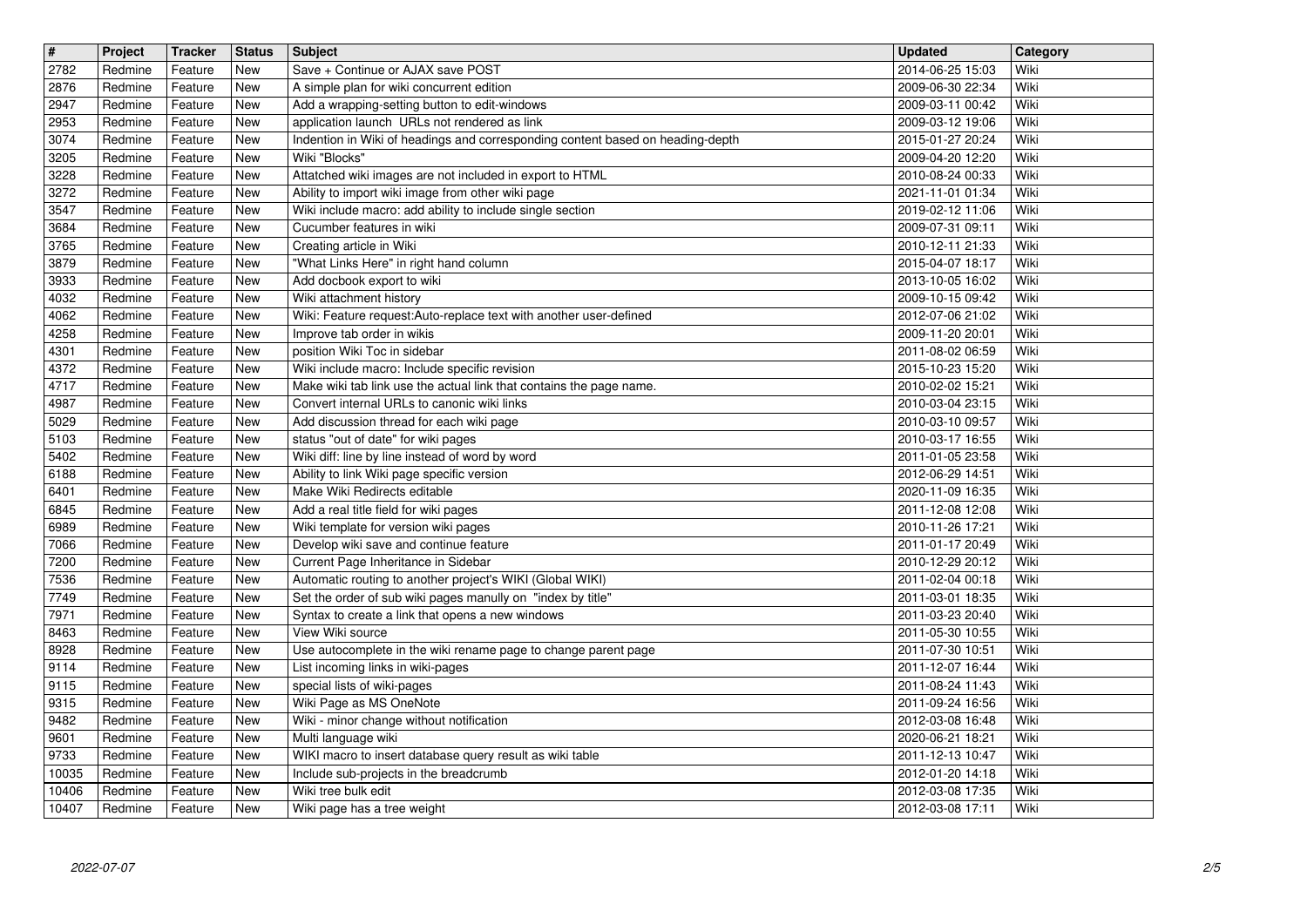| # | Project | Tracker | Status | Subject | Updated | Category |
|---|---|---|---|---|---|---|
| 2782 | Redmine | Feature | New | Save + Continue or AJAX save POST | 2014-06-25 15:03 | Wiki |
| 2876 | Redmine | Feature | New | A simple plan for wiki concurrent edition | 2009-06-30 22:34 | Wiki |
| 2947 | Redmine | Feature | New | Add a wrapping-setting button to edit-windows | 2009-03-11 00:42 | Wiki |
| 2953 | Redmine | Feature | New | application launch URLs not rendered as link | 2009-03-12 19:06 | Wiki |
| 3074 | Redmine | Feature | New | Indention in Wiki of headings and corresponding content based on heading-depth | 2015-01-27 20:24 | Wiki |
| 3205 | Redmine | Feature | New | Wiki "Blocks" | 2009-04-20 12:20 | Wiki |
| 3228 | Redmine | Feature | New | Attatched wiki images are not included in export to HTML | 2010-08-24 00:33 | Wiki |
| 3272 | Redmine | Feature | New | Ability to import wiki image from other wiki page | 2021-11-01 01:34 | Wiki |
| 3547 | Redmine | Feature | New | Wiki include macro: add ability to include single section | 2019-02-12 11:06 | Wiki |
| 3684 | Redmine | Feature | New | Cucumber features in wiki | 2009-07-31 09:11 | Wiki |
| 3765 | Redmine | Feature | New | Creating article in Wiki | 2010-12-11 21:33 | Wiki |
| 3879 | Redmine | Feature | New | "What Links Here" in right hand column | 2015-04-07 18:17 | Wiki |
| 3933 | Redmine | Feature | New | Add docbook export to wiki | 2013-10-05 16:02 | Wiki |
| 4032 | Redmine | Feature | New | Wiki attachment history | 2009-10-15 09:42 | Wiki |
| 4062 | Redmine | Feature | New | Wiki: Feature request:Auto-replace text with another user-defined | 2012-07-06 21:02 | Wiki |
| 4258 | Redmine | Feature | New | Improve tab order in wikis | 2009-11-20 20:01 | Wiki |
| 4301 | Redmine | Feature | New | position Wiki Toc in sidebar | 2011-08-02 06:59 | Wiki |
| 4372 | Redmine | Feature | New | Wiki include macro: Include specific revision | 2015-10-23 15:20 | Wiki |
| 4717 | Redmine | Feature | New | Make wiki tab link use the actual link that contains the page name. | 2010-02-02 15:21 | Wiki |
| 4987 | Redmine | Feature | New | Convert internal URLs to canonic wiki links | 2010-03-04 23:15 | Wiki |
| 5029 | Redmine | Feature | New | Add discussion thread for each wiki page | 2010-03-10 09:57 | Wiki |
| 5103 | Redmine | Feature | New | status "out of date" for wiki pages | 2010-03-17 16:55 | Wiki |
| 5402 | Redmine | Feature | New | Wiki diff: line by line instead of word by word | 2011-01-05 23:58 | Wiki |
| 6188 | Redmine | Feature | New | Ability to link Wiki page specific version | 2012-06-29 14:51 | Wiki |
| 6401 | Redmine | Feature | New | Make Wiki Redirects editable | 2020-11-09 16:35 | Wiki |
| 6845 | Redmine | Feature | New | Add a real title field for wiki pages | 2011-12-08 12:08 | Wiki |
| 6989 | Redmine | Feature | New | Wiki template for version wiki pages | 2010-11-26 17:21 | Wiki |
| 7066 | Redmine | Feature | New | Develop wiki save and continue feature | 2011-01-17 20:49 | Wiki |
| 7200 | Redmine | Feature | New | Current Page Inheritance in Sidebar | 2010-12-29 20:12 | Wiki |
| 7536 | Redmine | Feature | New | Automatic routing to another project's WIKI (Global WIKI) | 2011-02-04 00:18 | Wiki |
| 7749 | Redmine | Feature | New | Set the order of sub wiki pages manully on "index by title" | 2011-03-01 18:35 | Wiki |
| 7971 | Redmine | Feature | New | Syntax to create a link that opens a new windows | 2011-03-23 20:40 | Wiki |
| 8463 | Redmine | Feature | New | View Wiki source | 2011-05-30 10:55 | Wiki |
| 8928 | Redmine | Feature | New | Use autocomplete in the wiki rename page to change parent page | 2011-07-30 10:51 | Wiki |
| 9114 | Redmine | Feature | New | List incoming links in wiki-pages | 2011-12-07 16:44 | Wiki |
| 9115 | Redmine | Feature | New | special lists of wiki-pages | 2011-08-24 11:43 | Wiki |
| 9315 | Redmine | Feature | New | Wiki Page as MS OneNote | 2011-09-24 16:56 | Wiki |
| 9482 | Redmine | Feature | New | Wiki - minor change without notification | 2012-03-08 16:48 | Wiki |
| 9601 | Redmine | Feature | New | Multi language wiki | 2020-06-21 18:21 | Wiki |
| 9733 | Redmine | Feature | New | WIKI macro to insert database query result as wiki table | 2011-12-13 10:47 | Wiki |
| 10035 | Redmine | Feature | New | Include sub-projects in the breadcrumb | 2012-01-20 14:18 | Wiki |
| 10406 | Redmine | Feature | New | Wiki tree bulk edit | 2012-03-08 17:35 | Wiki |
| 10407 | Redmine | Feature | New | Wiki page has a tree weight | 2012-03-08 17:11 | Wiki |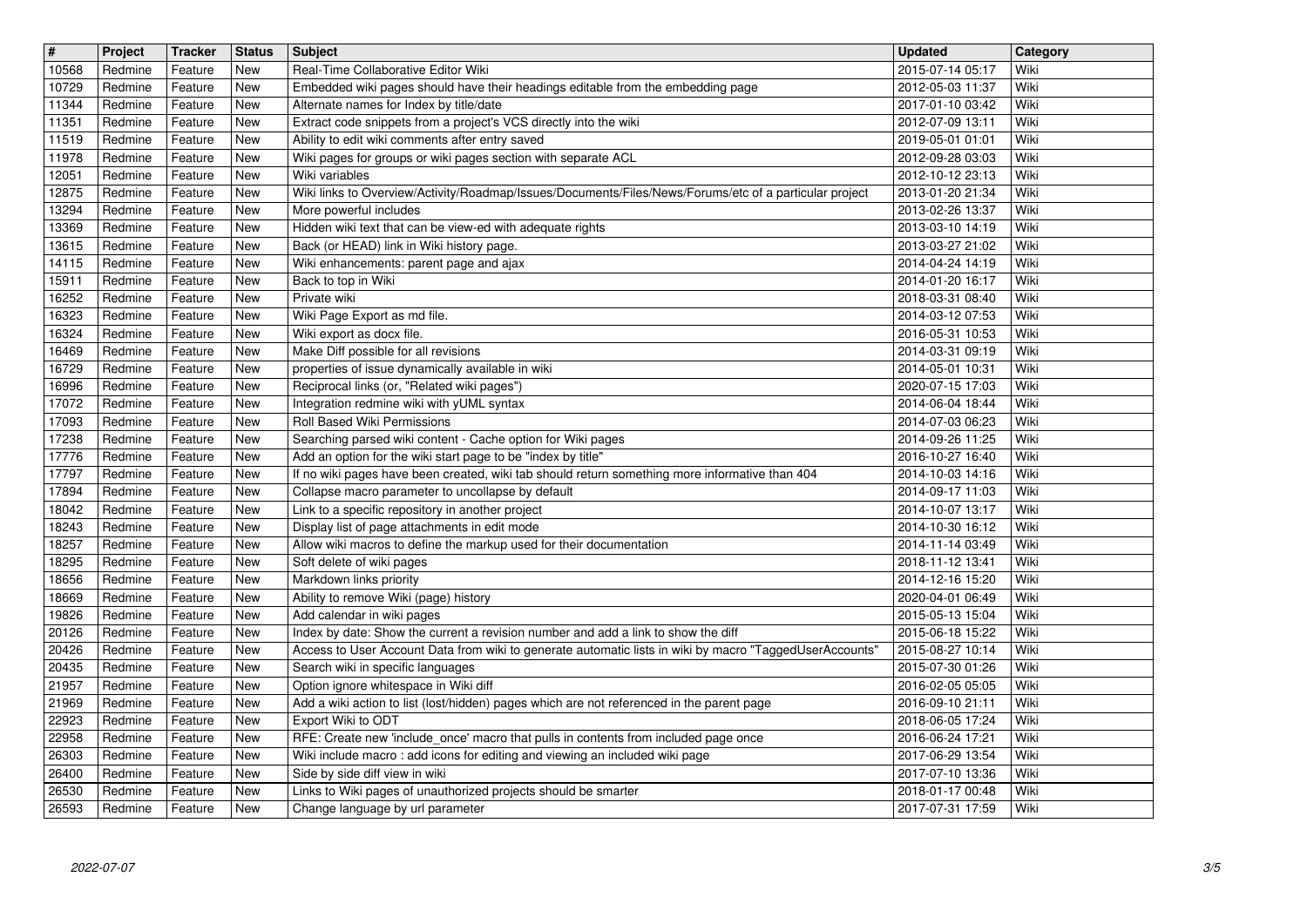| # | Project | Tracker | Status | Subject | Updated | Category |
|---|---|---|---|---|---|---|
| 10568 | Redmine | Feature | New | Real-Time Collaborative Editor Wiki | 2015-07-14 05:17 | Wiki |
| 10729 | Redmine | Feature | New | Embedded wiki pages should have their headings editable from the embedding page | 2012-05-03 11:37 | Wiki |
| 11344 | Redmine | Feature | New | Alternate names for Index by title/date | 2017-01-10 03:42 | Wiki |
| 11351 | Redmine | Feature | New | Extract code snippets from a project's VCS directly into the wiki | 2012-07-09 13:11 | Wiki |
| 11519 | Redmine | Feature | New | Ability to edit wiki comments after entry saved | 2019-05-01 01:01 | Wiki |
| 11978 | Redmine | Feature | New | Wiki pages for groups or wiki pages section with separate ACL | 2012-09-28 03:03 | Wiki |
| 12051 | Redmine | Feature | New | Wiki variables | 2012-10-12 23:13 | Wiki |
| 12875 | Redmine | Feature | New | Wiki links to Overview/Activity/Roadmap/Issues/Documents/Files/News/Forums/etc of a particular project | 2013-01-20 21:34 | Wiki |
| 13294 | Redmine | Feature | New | More powerful includes | 2013-02-26 13:37 | Wiki |
| 13369 | Redmine | Feature | New | Hidden wiki text that can be view-ed with adequate rights | 2013-03-10 14:19 | Wiki |
| 13615 | Redmine | Feature | New | Back (or HEAD) link in Wiki history page. | 2013-03-27 21:02 | Wiki |
| 14115 | Redmine | Feature | New | Wiki enhancements: parent page and ajax | 2014-04-24 14:19 | Wiki |
| 15911 | Redmine | Feature | New | Back to top in Wiki | 2014-01-20 16:17 | Wiki |
| 16252 | Redmine | Feature | New | Private wiki | 2018-03-31 08:40 | Wiki |
| 16323 | Redmine | Feature | New | Wiki Page Export as md file. | 2014-03-12 07:53 | Wiki |
| 16324 | Redmine | Feature | New | Wiki export as docx file. | 2016-05-31 10:53 | Wiki |
| 16469 | Redmine | Feature | New | Make Diff possible for all revisions | 2014-03-31 09:19 | Wiki |
| 16729 | Redmine | Feature | New | properties of issue dynamically available in wiki | 2014-05-01 10:31 | Wiki |
| 16996 | Redmine | Feature | New | Reciprocal links (or, "Related wiki pages") | 2020-07-15 17:03 | Wiki |
| 17072 | Redmine | Feature | New | Integration redmine wiki with yUML syntax | 2014-06-04 18:44 | Wiki |
| 17093 | Redmine | Feature | New | Roll Based Wiki Permissions | 2014-07-03 06:23 | Wiki |
| 17238 | Redmine | Feature | New | Searching parsed wiki content - Cache option for Wiki pages | 2014-09-26 11:25 | Wiki |
| 17776 | Redmine | Feature | New | Add an option for the wiki start page to be "index by title" | 2016-10-27 16:40 | Wiki |
| 17797 | Redmine | Feature | New | If no wiki pages have been created, wiki tab should return something more informative than 404 | 2014-10-03 14:16 | Wiki |
| 17894 | Redmine | Feature | New | Collapse macro parameter to uncollapse by default | 2014-09-17 11:03 | Wiki |
| 18042 | Redmine | Feature | New | Link to a specific repository in another project | 2014-10-07 13:17 | Wiki |
| 18243 | Redmine | Feature | New | Display list of page attachments in edit mode | 2014-10-30 16:12 | Wiki |
| 18257 | Redmine | Feature | New | Allow wiki macros to define the markup used for their documentation | 2014-11-14 03:49 | Wiki |
| 18295 | Redmine | Feature | New | Soft delete of wiki pages | 2018-11-12 13:41 | Wiki |
| 18656 | Redmine | Feature | New | Markdown links priority | 2014-12-16 15:20 | Wiki |
| 18669 | Redmine | Feature | New | Ability to remove Wiki (page) history | 2020-04-01 06:49 | Wiki |
| 19826 | Redmine | Feature | New | Add calendar in wiki pages | 2015-05-13 15:04 | Wiki |
| 20126 | Redmine | Feature | New | Index by date: Show the current a revision number and add a link to show the diff | 2015-06-18 15:22 | Wiki |
| 20426 | Redmine | Feature | New | Access to User Account Data from wiki to generate automatic lists in wiki by macro "TaggedUserAccounts" | 2015-08-27 10:14 | Wiki |
| 20435 | Redmine | Feature | New | Search wiki in specific languages | 2015-07-30 01:26 | Wiki |
| 21957 | Redmine | Feature | New | Option ignore whitespace in Wiki diff | 2016-02-05 05:05 | Wiki |
| 21969 | Redmine | Feature | New | Add a wiki action to list (lost/hidden) pages which are not referenced in the parent page | 2016-09-10 21:11 | Wiki |
| 22923 | Redmine | Feature | New | Export Wiki to ODT | 2018-06-05 17:24 | Wiki |
| 22958 | Redmine | Feature | New | RFE: Create new 'include_once' macro that pulls in contents from included page once | 2016-06-24 17:21 | Wiki |
| 26303 | Redmine | Feature | New | Wiki include macro : add icons for editing and viewing an included wiki page | 2017-06-29 13:54 | Wiki |
| 26400 | Redmine | Feature | New | Side by side diff view in wiki | 2017-07-10 13:36 | Wiki |
| 26530 | Redmine | Feature | New | Links to Wiki pages of unauthorized projects should be smarter | 2018-01-17 00:48 | Wiki |
| 26593 | Redmine | Feature | New | Change language by url parameter | 2017-07-31 17:59 | Wiki |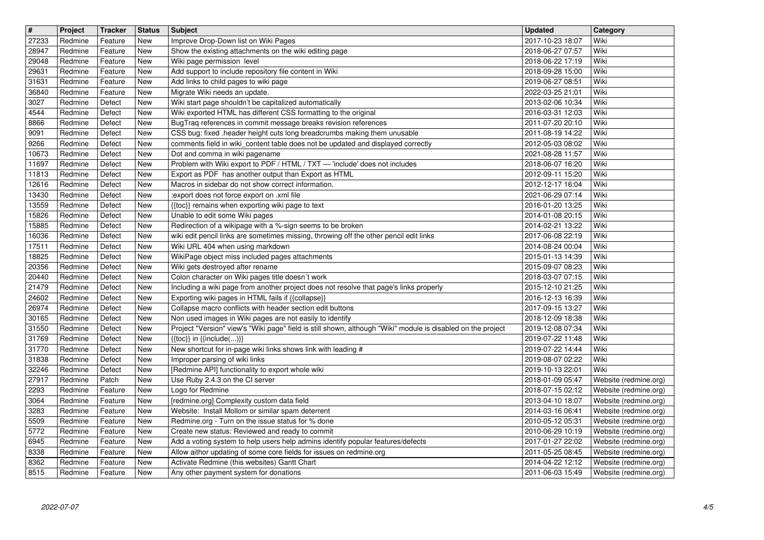| # | Project | Tracker | Status | Subject | Updated | Category |
|---|---|---|---|---|---|---|
| 27233 | Redmine | Feature | New | Improve Drop-Down list on Wiki Pages | 2017-10-23 18:07 | Wiki |
| 28947 | Redmine | Feature | New | Show the existing attachments on the wiki editing page | 2018-06-27 07:57 | Wiki |
| 29048 | Redmine | Feature | New | Wiki page permission  level | 2018-06-22 17:19 | Wiki |
| 29631 | Redmine | Feature | New | Add support to include repository file content in Wiki | 2018-09-28 15:00 | Wiki |
| 31631 | Redmine | Feature | New | Add links to child pages to wiki page | 2019-06-27 08:51 | Wiki |
| 36840 | Redmine | Feature | New | Migrate Wiki needs an update. | 2022-03-25 21:01 | Wiki |
| 3027 | Redmine | Defect | New | Wiki start page shouldn't be capitalized automatically | 2013-02-06 10:34 | Wiki |
| 4544 | Redmine | Defect | New | Wiki exported HTML has different CSS formatting to the original | 2016-03-31 12:03 | Wiki |
| 8866 | Redmine | Defect | New | BugTraq references in commit message breaks revision references | 2011-07-20 20:10 | Wiki |
| 9091 | Redmine | Defect | New | CSS bug: fixed .header height cuts long breadcrumbs making them unusable | 2011-08-19 14:22 | Wiki |
| 9266 | Redmine | Defect | New | comments field in wiki_content table does not be updated and displayed correctly | 2012-05-03 08:02 | Wiki |
| 10673 | Redmine | Defect | New | Dot and comma in wiki pagename | 2021-08-28 11:57 | Wiki |
| 11697 | Redmine | Defect | New | Problem with Wiki export to PDF / HTML / TXT — 'include' does not includes | 2018-06-07 16:20 | Wiki |
| 11813 | Redmine | Defect | New | Export as PDF  has another output than Export as HTML | 2012-09-11 15:20 | Wiki |
| 12616 | Redmine | Defect | New | Macros in sidebar do not show correct information. | 2012-12-17 16:04 | Wiki |
| 13430 | Redmine | Defect | New | :export does not force export on .xml file | 2021-06-29 07:14 | Wiki |
| 13559 | Redmine | Defect | New | {{toc}} remains when exporting wiki page to text | 2016-01-20 13:25 | Wiki |
| 15826 | Redmine | Defect | New | Unable to edit some Wiki pages | 2014-01-08 20:15 | Wiki |
| 15885 | Redmine | Defect | New | Redirection of a wikipage with a %-sign seems to be broken | 2014-02-21 13:22 | Wiki |
| 16036 | Redmine | Defect | New | wiki edit pencil links are sometimes missing, throwing off the other pencil edit links | 2017-06-08 22:19 | Wiki |
| 17511 | Redmine | Defect | New | Wiki URL 404 when using markdown | 2014-08-24 00:04 | Wiki |
| 18825 | Redmine | Defect | New | WikiPage object miss included pages attachments | 2015-01-13 14:39 | Wiki |
| 20356 | Redmine | Defect | New | Wiki gets destroyed after rename | 2015-09-07 08:23 | Wiki |
| 20440 | Redmine | Defect | New | Colon character on Wiki pages title doesn´t work | 2018-03-07 07:15 | Wiki |
| 21479 | Redmine | Defect | New | Including a wiki page from another project does not resolve that page's links properly | 2015-12-10 21:25 | Wiki |
| 24602 | Redmine | Defect | New | Exporting wiki pages in HTML fails if {{collapse}} | 2016-12-13 16:39 | Wiki |
| 26974 | Redmine | Defect | New | Collapse macro conflicts with header section edit buttons | 2017-09-15 13:27 | Wiki |
| 30165 | Redmine | Defect | New | Non used images in Wiki pages are not easily to identify | 2018-12-09 18:38 | Wiki |
| 31550 | Redmine | Defect | New | Project "Version" view's "Wiki page" field is still shown, although "Wiki" module is disabled on the project | 2019-12-08 07:34 | Wiki |
| 31769 | Redmine | Defect | New | {{toc}} in {{include(...)}} | 2019-07-22 11:48 | Wiki |
| 31770 | Redmine | Defect | New | New shortcut for in-page wiki links shows link with leading # | 2019-07-22 14:44 | Wiki |
| 31838 | Redmine | Defect | New | Improper parsing of wiki links | 2019-08-07 02:22 | Wiki |
| 32246 | Redmine | Defect | New | [Redmine API] functionality to export whole wiki | 2019-10-13 22:01 | Wiki |
| 27917 | Redmine | Patch | New | Use Ruby 2.4.3 on the CI server | 2018-01-09 05:47 | Website (redmine.org) |
| 2293 | Redmine | Feature | New | Logo for Redmine | 2018-07-15 02:12 | Website (redmine.org) |
| 3064 | Redmine | Feature | New | [redmine.org] Complexity custom data field | 2013-04-10 18:07 | Website (redmine.org) |
| 3283 | Redmine | Feature | New | Website:  Install Mollom or similar spam deterrent | 2014-03-16 06:41 | Website (redmine.org) |
| 5509 | Redmine | Feature | New | Redmine.org - Turn on the issue status for % done | 2010-05-12 05:31 | Website (redmine.org) |
| 5772 | Redmine | Feature | New | Create new status: Reviewed and ready to commit | 2010-06-29 10:19 | Website (redmine.org) |
| 6945 | Redmine | Feature | New | Add a voting system to help users help admins identify popular features/defects | 2017-01-27 22:02 | Website (redmine.org) |
| 8338 | Redmine | Feature | New | Allow aithor updating of some core fields for issues on redmine.org | 2011-05-25 08:45 | Website (redmine.org) |
| 8362 | Redmine | Feature | New | Activate Redmine (this websites) Gantt Chart | 2014-04-22 12:12 | Website (redmine.org) |
| 8515 | Redmine | Feature | New | Any other payment system for donations | 2011-06-03 15:49 | Website (redmine.org) |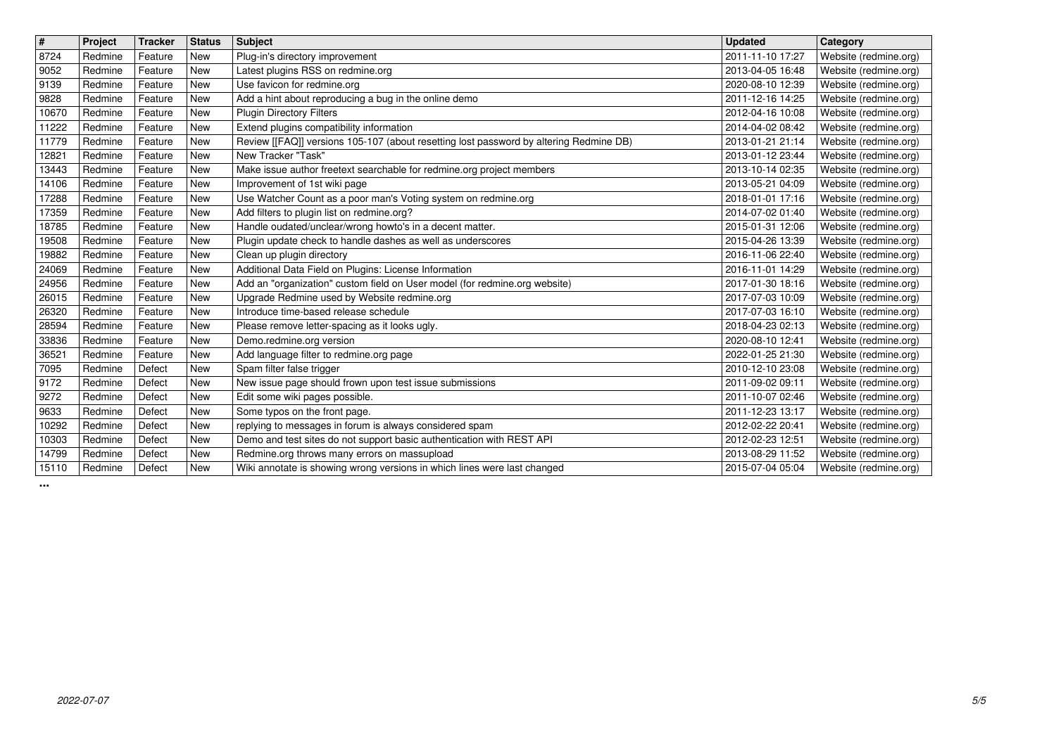| # | Project | Tracker | Status | Subject | Updated | Category |
|---|---|---|---|---|---|---|
| 8724 | Redmine | Feature | New | Plug-in's directory improvement | 2011-11-10 17:27 | Website (redmine.org) |
| 9052 | Redmine | Feature | New | Latest plugins RSS on redmine.org | 2013-04-05 16:48 | Website (redmine.org) |
| 9139 | Redmine | Feature | New | Use favicon for redmine.org | 2020-08-10 12:39 | Website (redmine.org) |
| 9828 | Redmine | Feature | New | Add a hint about reproducing a bug in the online demo | 2011-12-16 14:25 | Website (redmine.org) |
| 10670 | Redmine | Feature | New | Plugin Directory Filters | 2012-04-16 10:08 | Website (redmine.org) |
| 11222 | Redmine | Feature | New | Extend plugins compatibility information | 2014-04-02 08:42 | Website (redmine.org) |
| 11779 | Redmine | Feature | New | Review [[FAQ]] versions 105-107 (about resetting lost password by altering Redmine DB) | 2013-01-21 21:14 | Website (redmine.org) |
| 12821 | Redmine | Feature | New | New Tracker "Task" | 2013-01-12 23:44 | Website (redmine.org) |
| 13443 | Redmine | Feature | New | Make issue author freetext searchable for redmine.org project members | 2013-10-14 02:35 | Website (redmine.org) |
| 14106 | Redmine | Feature | New | Improvement of 1st wiki page | 2013-05-21 04:09 | Website (redmine.org) |
| 17288 | Redmine | Feature | New | Use Watcher Count as a poor man's Voting system on redmine.org | 2018-01-01 17:16 | Website (redmine.org) |
| 17359 | Redmine | Feature | New | Add filters to plugin list on redmine.org? | 2014-07-02 01:40 | Website (redmine.org) |
| 18785 | Redmine | Feature | New | Handle oudated/unclear/wrong howto's in a decent matter. | 2015-01-31 12:06 | Website (redmine.org) |
| 19508 | Redmine | Feature | New | Plugin update check to handle dashes as well as underscores | 2015-04-26 13:39 | Website (redmine.org) |
| 19882 | Redmine | Feature | New | Clean up plugin directory | 2016-11-06 22:40 | Website (redmine.org) |
| 24069 | Redmine | Feature | New | Additional Data Field on Plugins: License Information | 2016-11-01 14:29 | Website (redmine.org) |
| 24956 | Redmine | Feature | New | Add an "organization" custom field on User model (for redmine.org website) | 2017-01-30 18:16 | Website (redmine.org) |
| 26015 | Redmine | Feature | New | Upgrade Redmine used by Website redmine.org | 2017-07-03 10:09 | Website (redmine.org) |
| 26320 | Redmine | Feature | New | Introduce time-based release schedule | 2017-07-03 16:10 | Website (redmine.org) |
| 28594 | Redmine | Feature | New | Please remove letter-spacing as it looks ugly. | 2018-04-23 02:13 | Website (redmine.org) |
| 33836 | Redmine | Feature | New | Demo.redmine.org version | 2020-08-10 12:41 | Website (redmine.org) |
| 36521 | Redmine | Feature | New | Add language filter to redmine.org page | 2022-01-25 21:30 | Website (redmine.org) |
| 7095 | Redmine | Defect | New | Spam filter false trigger | 2010-12-10 23:08 | Website (redmine.org) |
| 9172 | Redmine | Defect | New | New issue page should frown upon test issue submissions | 2011-09-02 09:11 | Website (redmine.org) |
| 9272 | Redmine | Defect | New | Edit some wiki pages possible. | 2011-10-07 02:46 | Website (redmine.org) |
| 9633 | Redmine | Defect | New | Some typos on the front page. | 2011-12-23 13:17 | Website (redmine.org) |
| 10292 | Redmine | Defect | New | replying to messages in forum is always considered spam | 2012-02-22 20:41 | Website (redmine.org) |
| 10303 | Redmine | Defect | New | Demo and test sites do not support basic authentication with REST API | 2012-02-23 12:51 | Website (redmine.org) |
| 14799 | Redmine | Defect | New | Redmine.org throws many errors on massupload | 2013-08-29 11:52 | Website (redmine.org) |
| 15110 | Redmine | Defect | New | Wiki annotate is showing wrong versions in which lines were last changed | 2015-07-04 05:04 | Website (redmine.org) |

...